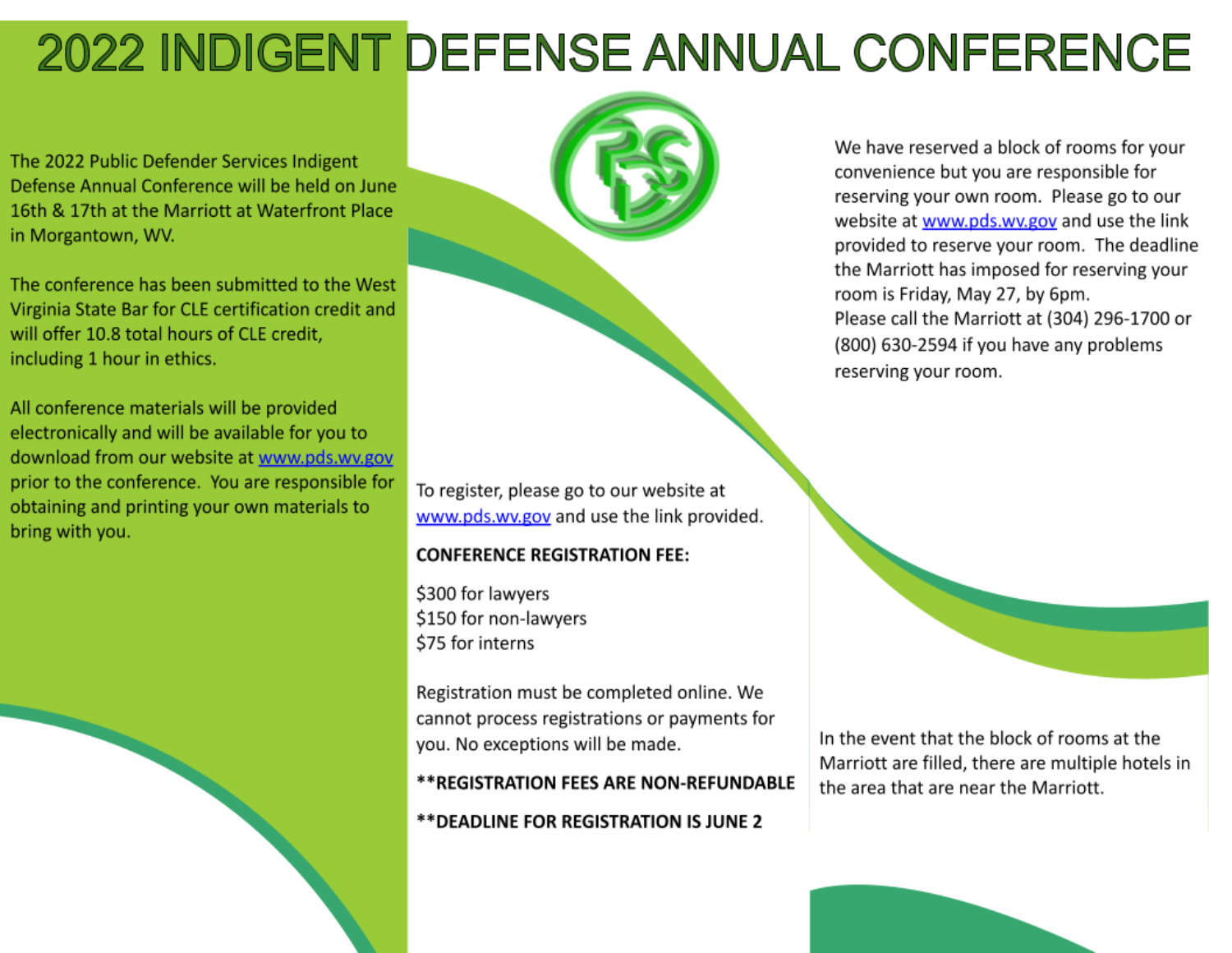# 2022 INDIGENT DEFENSE ANNUAL CONFERENCE

The 2022 Public Defender Services Indigent Defense Annual Conference will be held on June 16th & 17th at the Marriott at Waterfront Place in Morgantown, WV.

The conference has been submitted to the West Virginia State Bar for CLE certification credit and will offer 10.8 total hours of CLE credit, including 1 hour in ethics.

All conference materials will be provided electronically and will be available for you to download from our website at www.pds.wv.gov prior to the conference. You are responsible for obtaining and printing your own materials to bring with you.

To register, please go to our website at www.pds.wv.gov and use the link provided.

**CONFERENCE REGISTRATION FEE:**

$300 for lawyers
$150 for non-lawyers
$75 for interns

Registration must be completed online. We cannot process registrations or payments for you. No exceptions will be made.

****REGISTRATION FEES ARE NON-REFUNDABLE**

****DEADLINE FOR REGISTRATION IS JUNE 2**

We have reserved a block of rooms for your convenience but you are responsible for reserving your own room. Please go to our website at www.pds.wv.gov and use the link provided to reserve your room. The deadline the Marriott has imposed for reserving your room is Friday, May 27, by 6pm.
Please call the Marriott at (304) 296-1700 or (800) 630-2594 if you have any problems reserving your room.

In the event that the block of rooms at the Marriott are filled, there are multiple hotels in the area that are near the Marriott.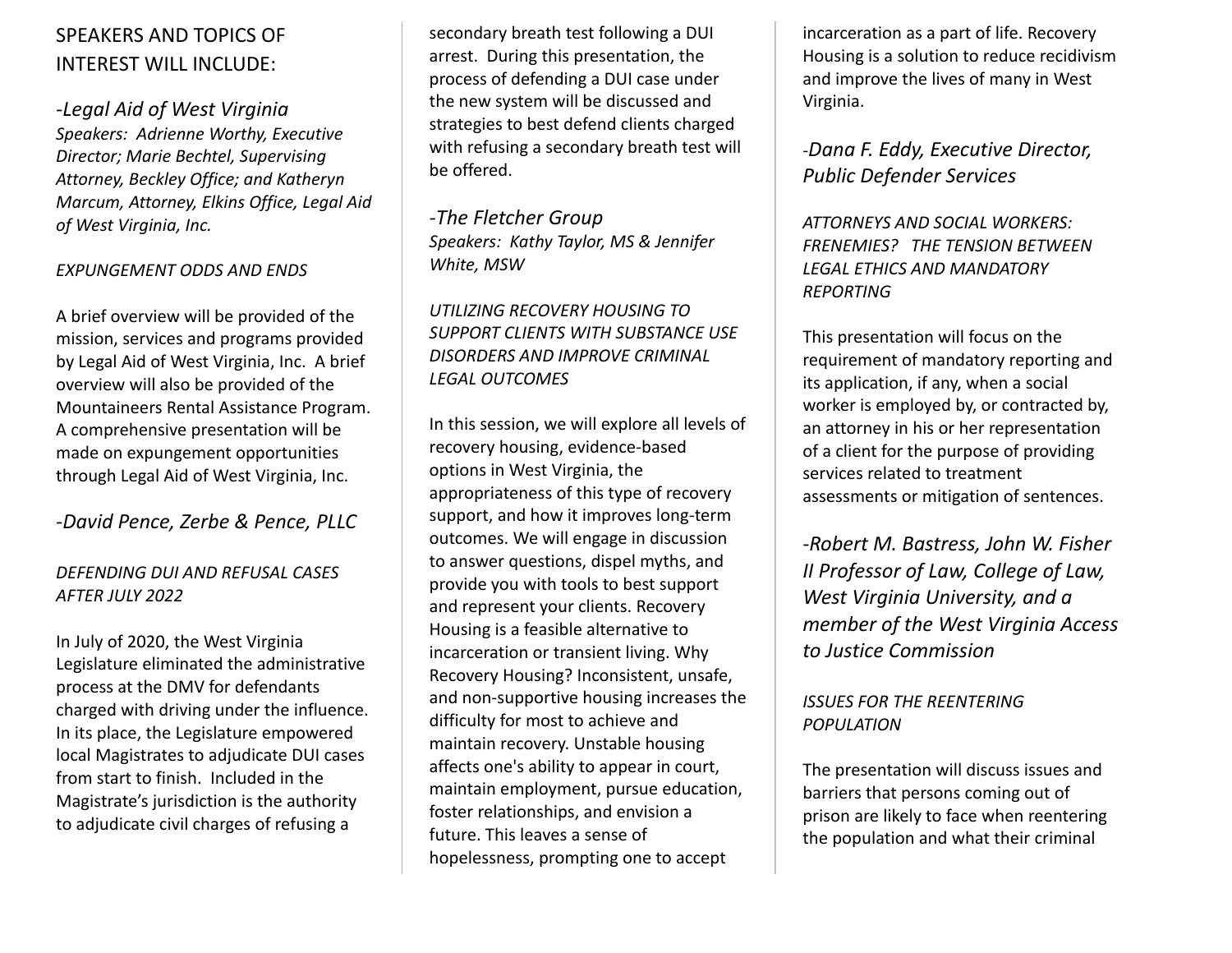## SPEAKERS AND TOPICS OF INTEREST WILL INCLUDE:

### *-Legal Aid of West Virginia*

*Speakers: Adrienne Worthy, Executive Director; Marie Bechtel, Supervising Attorney, Beckley Office; and Katheryn Marcum, Attorney, Elkins Office, Legal Aid of West Virginia, Inc.*

*EXPUNGEMENT ODDS AND ENDS*

A brief overview will be provided of the mission, services and programs provided by Legal Aid of West Virginia, Inc. A brief overview will also be provided of the Mountaineers Rental Assistance Program. A comprehensive presentation will be made on expungement opportunities through Legal Aid of West Virginia, Inc.

### *-David Pence, Zerbe & Pence, PLLC*

*DEFENDING DUI AND REFUSAL CASES AFTER JULY 2022*

In July of 2020, the West Virginia Legislature eliminated the administrative process at the DMV for defendants charged with driving under the influence. In its place, the Legislature empowered local Magistrates to adjudicate DUI cases from start to finish. Included in the Magistrate's jurisdiction is the authority to adjudicate civil charges of refusing a secondary breath test following a DUI arrest. During this presentation, the process of defending a DUI case under the new system will be discussed and strategies to best defend clients charged with refusing a secondary breath test will be offered.

### *-The Fletcher Group*

*Speakers: Kathy Taylor, MS & Jennifer White, MSW*

*UTILIZING RECOVERY HOUSING TO SUPPORT CLIENTS WITH SUBSTANCE USE DISORDERS AND IMPROVE CRIMINAL LEGAL OUTCOMES*

In this session, we will explore all levels of recovery housing, evidence-based options in West Virginia, the appropriateness of this type of recovery support, and how it improves long-term outcomes. We will engage in discussion to answer questions, dispel myths, and provide you with tools to best support and represent your clients. Recovery Housing is a feasible alternative to incarceration or transient living. Why Recovery Housing? Inconsistent, unsafe, and non-supportive housing increases the difficulty for most to achieve and maintain recovery. Unstable housing affects one's ability to appear in court, maintain employment, pursue education, foster relationships, and envision a future. This leaves a sense of hopelessness, prompting one to accept incarceration as a part of life. Recovery Housing is a solution to reduce recidivism and improve the lives of many in West Virginia.

### *-Dana F. Eddy, Executive Director, Public Defender Services*

*ATTORNEYS AND SOCIAL WORKERS: FRENEMIES? THE TENSION BETWEEN LEGAL ETHICS AND MANDATORY REPORTING*

This presentation will focus on the requirement of mandatory reporting and its application, if any, when a social worker is employed by, or contracted by, an attorney in his or her representation of a client for the purpose of providing services related to treatment assessments or mitigation of sentences.

### *-Robert M. Bastress, John W. Fisher II Professor of Law, College of Law, West Virginia University, and a member of the West Virginia Access to Justice Commission*

*ISSUES FOR THE REENTERING POPULATION*

The presentation will discuss issues and barriers that persons coming out of prison are likely to face when reentering the population and what their criminal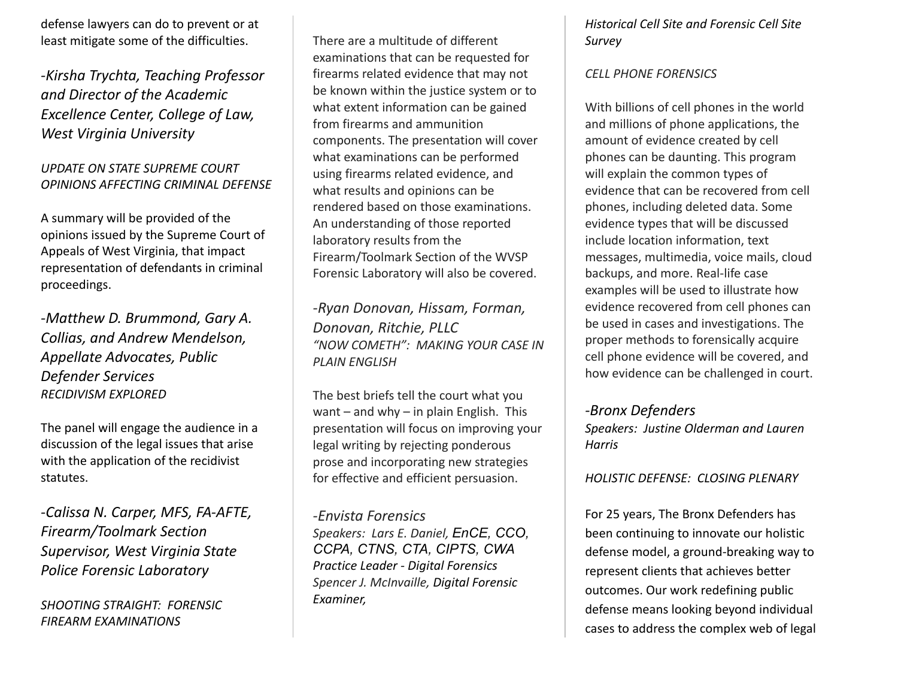defense lawyers can do to prevent or at least mitigate some of the difficulties.

*-Kirsha Trychta, Teaching Professor and Director of the Academic Excellence Center, College of Law, West Virginia University*

*UPDATE ON STATE SUPREME COURT OPINIONS AFFECTING CRIMINAL DEFENSE*

A summary will be provided of the opinions issued by the Supreme Court of Appeals of West Virginia, that impact representation of defendants in criminal proceedings.

*-Matthew D. Brummond, Gary A. Collias, and Andrew Mendelson, Appellate Advocates, Public Defender Services*

*RECIDIVISM EXPLORED*

The panel will engage the audience in a discussion of the legal issues that arise with the application of the recidivist statutes.

*-Calissa N. Carper, MFS, FA-AFTE, Firearm/Toolmark Section Supervisor, West Virginia State Police Forensic Laboratory*

*SHOOTING STRAIGHT: FORENSIC FIREARM EXAMINATIONS*

There are a multitude of different examinations that can be requested for firearms related evidence that may not be known within the justice system or to what extent information can be gained from firearms and ammunition components. The presentation will cover what examinations can be performed using firearms related evidence, and what results and opinions can be rendered based on those examinations. An understanding of those reported laboratory results from the Firearm/Toolmark Section of the WVSP Forensic Laboratory will also be covered.

*-Ryan Donovan, Hissam, Forman, Donovan, Ritchie, PLLC*

*"NOW COMETH": MAKING YOUR CASE IN PLAIN ENGLISH*

The best briefs tell the court what you want – and why – in plain English. This presentation will focus on improving your legal writing by rejecting ponderous prose and incorporating new strategies for effective and efficient persuasion.

*-Envista Forensics*

*Speakers: Lars E. Daniel, EnCE, CCO, CCPA, CTNS, CTA, CIPTS, CWA Practice Leader - Digital Forensics*

*Spencer J. McInvaille, Digital Forensic Examiner,*

*Historical Cell Site and Forensic Cell Site Survey*

*CELL PHONE FORENSICS*

With billions of cell phones in the world and millions of phone applications, the amount of evidence created by cell phones can be daunting. This program will explain the common types of evidence that can be recovered from cell phones, including deleted data. Some evidence types that will be discussed include location information, text messages, multimedia, voice mails, cloud backups, and more. Real-life case examples will be used to illustrate how evidence recovered from cell phones can be used in cases and investigations. The proper methods to forensically acquire cell phone evidence will be covered, and how evidence can be challenged in court.

*-Bronx Defenders*

*Speakers: Justine Olderman and Lauren Harris*

*HOLISTIC DEFENSE: CLOSING PLENARY*

For 25 years, The Bronx Defenders has been continuing to innovate our holistic defense model, a ground-breaking way to represent clients that achieves better outcomes. Our work redefining public defense means looking beyond individual cases to address the complex web of legal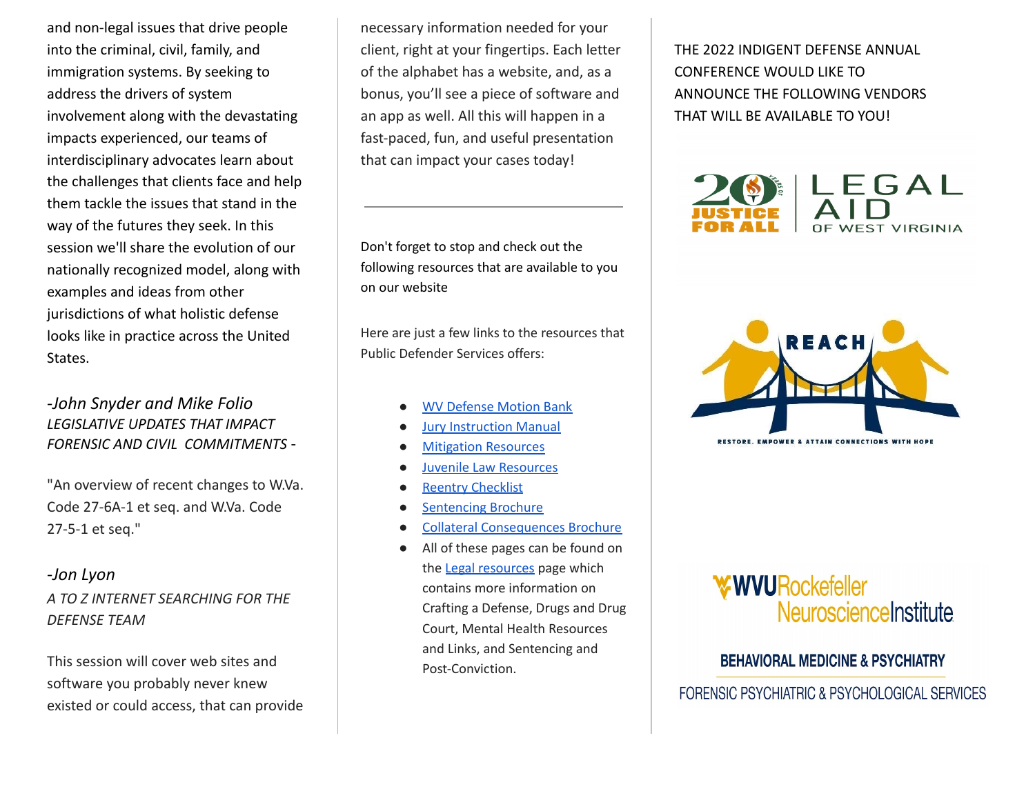and non-legal issues that drive people into the criminal, civil, family, and immigration systems. By seeking to address the drivers of system involvement along with the devastating impacts experienced, our teams of interdisciplinary advocates learn about the challenges that clients face and help them tackle the issues that stand in the way of the futures they seek. In this session we'll share the evolution of our nationally recognized model, along with examples and ideas from other jurisdictions of what holistic defense looks like in practice across the United States.

*-John Snyder and Mike Folio*
*LEGISLATIVE UPDATES THAT IMPACT FORENSIC AND CIVIL COMMITMENTS -*

"An overview of recent changes to W.Va. Code 27-6A-1 et seq. and W.Va. Code 27-5-1 et seq."

*-Jon Lyon*
*A TO Z INTERNET SEARCHING FOR THE DEFENSE TEAM*

This session will cover web sites and software you probably never knew existed or could access, that can provide necessary information needed for your client, right at your fingertips. Each letter of the alphabet has a website, and, as a bonus, you'll see a piece of software and an app as well. All this will happen in a fast-paced, fun, and useful presentation that can impact your cases today!

---

Don't forget to stop and check out the following resources that are available to you on our website

Here are just a few links to the resources that Public Defender Services offers:

- WV Defense Motion Bank
- Jury Instruction Manual
- Mitigation Resources
- Juvenile Law Resources
- Reentry Checklist
- Sentencing Brochure
- Collateral Consequences Brochure
- All of these pages can be found on the Legal resources page which contains more information on Crafting a Defense, Drugs and Drug Court, Mental Health Resources and Links, and Sentencing and Post-Conviction.

THE 2022 INDIGENT DEFENSE ANNUAL CONFERENCE WOULD LIKE TO ANNOUNCE THE FOLLOWING VENDORS THAT WILL BE AVAILABLE TO YOU!

20 YEARS OF JUSTICE FOR ALL | LEGAL AID OF WEST VIRGINIA

REACH
RESTORE, EMPOWER & ATTAIN CONNECTIONS WITH HOPE

WVU Rockefeller Neuroscience Institute
BEHAVIORAL MEDICINE & PSYCHIATRY
FORENSIC PSYCHIATRIC & PSYCHOLOGICAL SERVICES